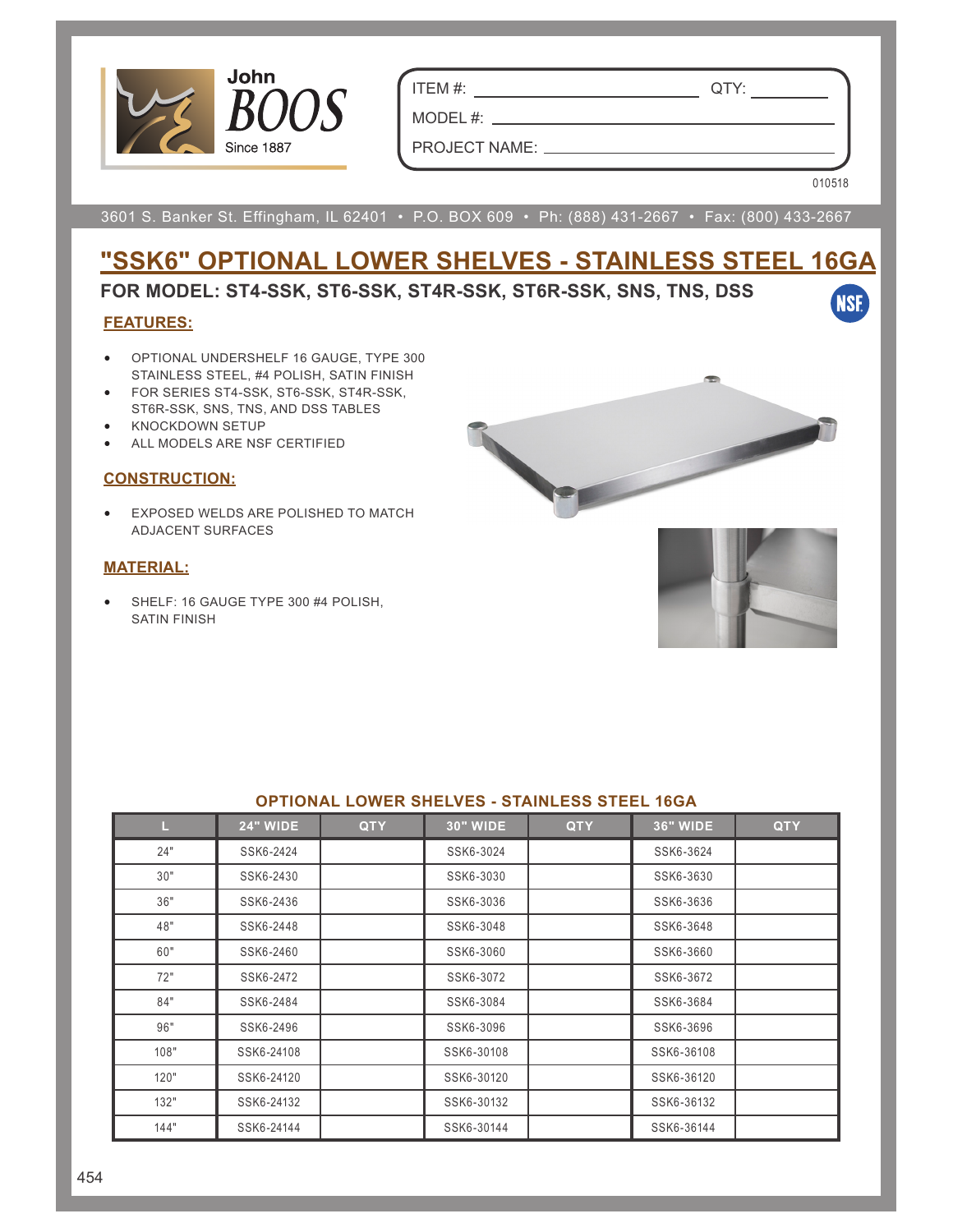John BOOS
Since 1887

ITEM #: ______________________ QTY: __________

MODEL #: ______________________

PROJECT NAME: ______________________

010518

3601 S. Banker St. Effingham, IL 62401 • P.O. BOX 609 • Ph: (888) 431-2667 • Fax: (800) 433-2667

# "SSK6" OPTIONAL LOWER SHELVES - STAINLESS STEEL 16GA

## FOR MODEL: ST4-SSK, ST6-SSK, ST4R-SSK, ST6R-SSK, SNS, TNS, DSS

NSF

### FEATURES:

- OPTIONAL UNDERSHELF 16 GAUGE, TYPE 300 STAINLESS STEEL, #4 POLISH, SATIN FINISH
- FOR SERIES ST4-SSK, ST6-SSK, ST4R-SSK, ST6R-SSK, SNS, TNS, AND DSS TABLES
- KNOCKDOWN SETUP
- ALL MODELS ARE NSF CERTIFIED

### CONSTRUCTION:

- EXPOSED WELDS ARE POLISHED TO MATCH ADJACENT SURFACES

### MATERIAL:

- SHELF: 16 GAUGE TYPE 300 #4 POLISH, SATIN FINISH

### OPTIONAL LOWER SHELVES - STAINLESS STEEL 16GA

| L | 24" WIDE | QTY | 30" WIDE | QTY | 36" WIDE | QTY |
|---|---|---|---|---|---|---|
| 24" | SSK6-2424 | | SSK6-3024 | | SSK6-3624 | |
| 30" | SSK6-2430 | | SSK6-3030 | | SSK6-3630 | |
| 36" | SSK6-2436 | | SSK6-3036 | | SSK6-3636 | |
| 48" | SSK6-2448 | | SSK6-3048 | | SSK6-3648 | |
| 60" | SSK6-2460 | | SSK6-3060 | | SSK6-3660 | |
| 72" | SSK6-2472 | | SSK6-3072 | | SSK6-3672 | |
| 84" | SSK6-2484 | | SSK6-3084 | | SSK6-3684 | |
| 96" | SSK6-2496 | | SSK6-3096 | | SSK6-3696 | |
| 108" | SSK6-24108 | | SSK6-30108 | | SSK6-36108 | |
| 120" | SSK6-24120 | | SSK6-30120 | | SSK6-36120 | |
| 132" | SSK6-24132 | | SSK6-30132 | | SSK6-36132 | |
| 144" | SSK6-24144 | | SSK6-30144 | | SSK6-36144 | |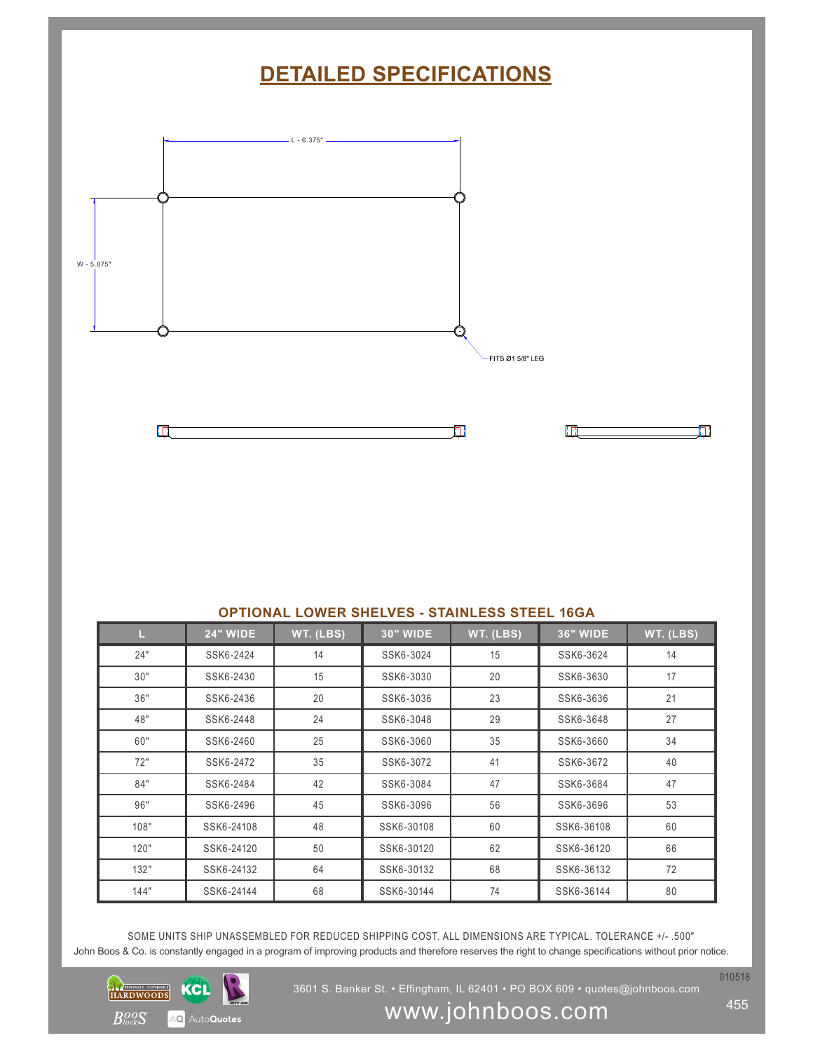# DETAILED SPECIFICATIONS

L - 6.375"

W - 5.875"

FITS Ø1 5/8" LEG

### OPTIONAL LOWER SHELVES - STAINLESS STEEL 16GA

| L | 24" WIDE | WT. (LBS) | 30" WIDE | WT. (LBS) | 36" WIDE | WT. (LBS) |
|---|---|---|---|---|---|---|
| 24" | SSK6-2424 | 14 | SSK6-3024 | 15 | SSK6-3624 | 14 |
| 30" | SSK6-2430 | 15 | SSK6-3030 | 20 | SSK6-3630 | 17 |
| 36" | SSK6-2436 | 20 | SSK6-3036 | 23 | SSK6-3636 | 21 |
| 48" | SSK6-2448 | 24 | SSK6-3048 | 29 | SSK6-3648 | 27 |
| 60" | SSK6-2460 | 25 | SSK6-3060 | 35 | SSK6-3660 | 34 |
| 72" | SSK6-2472 | 35 | SSK6-3072 | 41 | SSK6-3672 | 40 |
| 84" | SSK6-2484 | 42 | SSK6-3084 | 47 | SSK6-3684 | 47 |
| 96" | SSK6-2496 | 45 | SSK6-3096 | 56 | SSK6-3696 | 53 |
| 108" | SSK6-24108 | 48 | SSK6-30108 | 60 | SSK6-36108 | 60 |
| 120" | SSK6-24120 | 50 | SSK6-30120 | 62 | SSK6-36120 | 66 |
| 132" | SSK6-24132 | 64 | SSK6-30132 | 68 | SSK6-36132 | 72 |
| 144" | SSK6-24144 | 68 | SSK6-30144 | 74 | SSK6-36144 | 80 |

SOME UNITS SHIP UNASSEMBLED FOR REDUCED SHIPPING COST. ALL DIMENSIONS ARE TYPICAL. TOLERANCE +/- .500"

John Boos & Co. is constantly engaged in a program of improving products and therefore reserves the right to change specifications without prior notice.

010518

3601 S. Banker St. • Effingham, IL 62401 • PO BOX 609 • quotes@johnboos.com

www.johnboos.com